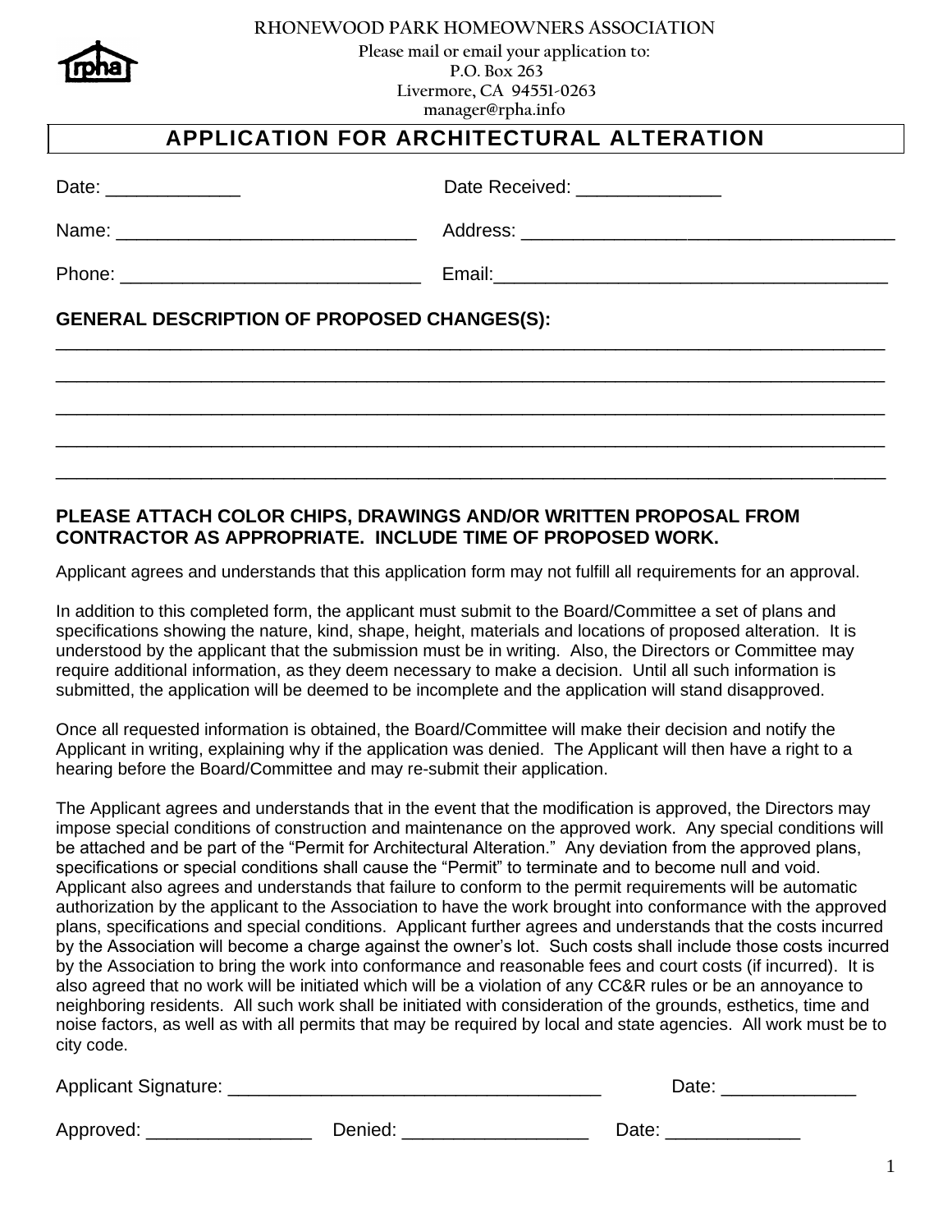**RHONEWOOD PARK HOMEOWNERS ASSOCIATION**

Please mail or email your application to:
P.O. Box 263
Livermore, CA 94551-0263
manager@rpha.info

# APPLICATION FOR ARCHITECTURAL ALTERATION

Date: _____________ Date Received: ______________

Name: _____________________________ Address: ____________________________________

Phone: _____________________________ Email:______________________________________

**GENERAL DESCRIPTION OF PROPOSED CHANGES(S):**

___________________________________________________________________________________

___________________________________________________________________________________

___________________________________________________________________________________

___________________________________________________________________________________

___________________________________________________________________________________

**PLEASE ATTACH COLOR CHIPS, DRAWINGS AND/OR WRITTEN PROPOSAL FROM CONTRACTOR AS APPROPRIATE. INCLUDE TIME OF PROPOSED WORK.**

Applicant agrees and understands that this application form may not fulfill all requirements for an approval.

In addition to this completed form, the applicant must submit to the Board/Committee a set of plans and specifications showing the nature, kind, shape, height, materials and locations of proposed alteration. It is understood by the applicant that the submission must be in writing. Also, the Directors or Committee may require additional information, as they deem necessary to make a decision. Until all such information is submitted, the application will be deemed to be incomplete and the application will stand disapproved.

Once all requested information is obtained, the Board/Committee will make their decision and notify the Applicant in writing, explaining why if the application was denied. The Applicant will then have a right to a hearing before the Board/Committee and may re-submit their application.

The Applicant agrees and understands that in the event that the modification is approved, the Directors may impose special conditions of construction and maintenance on the approved work. Any special conditions will be attached and be part of the "Permit for Architectural Alteration." Any deviation from the approved plans, specifications or special conditions shall cause the "Permit" to terminate and to become null and void. Applicant also agrees and understands that failure to conform to the permit requirements will be automatic authorization by the applicant to the Association to have the work brought into conformance with the approved plans, specifications and special conditions. Applicant further agrees and understands that the costs incurred by the Association will become a charge against the owner's lot. Such costs shall include those costs incurred by the Association to bring the work into conformance and reasonable fees and court costs (if incurred). It is also agreed that no work will be initiated which will be a violation of any CC&R rules or be an annoyance to neighboring residents. All such work shall be initiated with consideration of the grounds, esthetics, time and noise factors, as well as with all permits that may be required by local and state agencies. All work must be to city code.

Applicant Signature: ____________________________________ Date: _____________

Approved: ________________ Denied: __________________ Date: _____________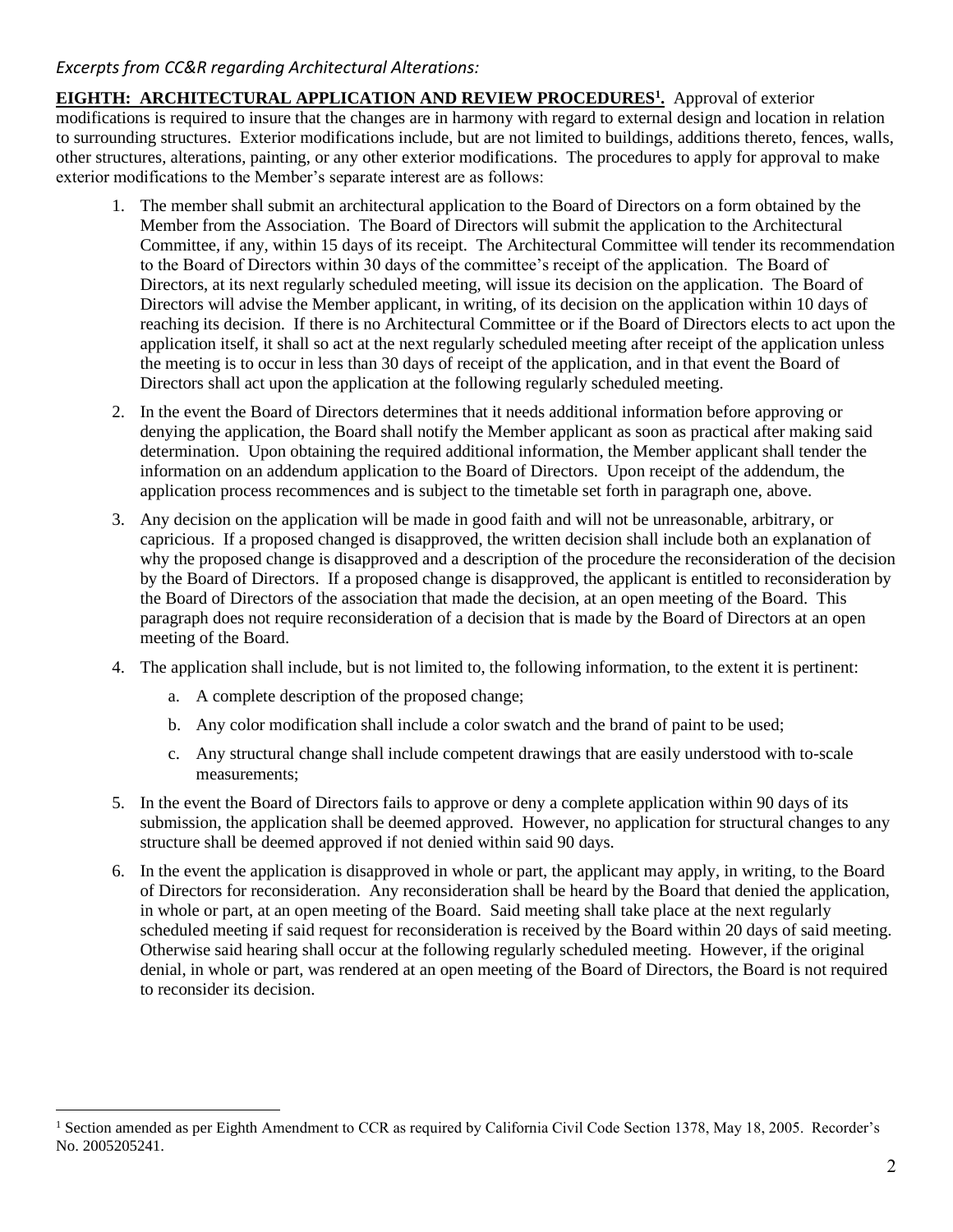*Excerpts from CC&R regarding Architectural Alterations:*

**EIGHTH: ARCHITECTURAL APPLICATION AND REVIEW PROCEDURES[1].** Approval of exterior modifications is required to insure that the changes are in harmony with regard to external design and location in relation to surrounding structures. Exterior modifications include, but are not limited to buildings, additions thereto, fences, walls, other structures, alterations, painting, or any other exterior modifications. The procedures to apply for approval to make exterior modifications to the Member's separate interest are as follows:

1. The member shall submit an architectural application to the Board of Directors on a form obtained by the Member from the Association. The Board of Directors will submit the application to the Architectural Committee, if any, within 15 days of its receipt. The Architectural Committee will tender its recommendation to the Board of Directors within 30 days of the committee's receipt of the application. The Board of Directors, at its next regularly scheduled meeting, will issue its decision on the application. The Board of Directors will advise the Member applicant, in writing, of its decision on the application within 10 days of reaching its decision. If there is no Architectural Committee or if the Board of Directors elects to act upon the application itself, it shall so act at the next regularly scheduled meeting after receipt of the application unless the meeting is to occur in less than 30 days of receipt of the application, and in that event the Board of Directors shall act upon the application at the following regularly scheduled meeting.

2. In the event the Board of Directors determines that it needs additional information before approving or denying the application, the Board shall notify the Member applicant as soon as practical after making said determination. Upon obtaining the required additional information, the Member applicant shall tender the information on an addendum application to the Board of Directors. Upon receipt of the addendum, the application process recommences and is subject to the timetable set forth in paragraph one, above.

3. Any decision on the application will be made in good faith and will not be unreasonable, arbitrary, or capricious. If a proposed changed is disapproved, the written decision shall include both an explanation of why the proposed change is disapproved and a description of the procedure the reconsideration of the decision by the Board of Directors. If a proposed change is disapproved, the applicant is entitled to reconsideration by the Board of Directors of the association that made the decision, at an open meeting of the Board. This paragraph does not require reconsideration of a decision that is made by the Board of Directors at an open meeting of the Board.

4. The application shall include, but is not limited to, the following information, to the extent it is pertinent:

   a. A complete description of the proposed change;

   b. Any color modification shall include a color swatch and the brand of paint to be used;

   c. Any structural change shall include competent drawings that are easily understood with to-scale measurements;

5. In the event the Board of Directors fails to approve or deny a complete application within 90 days of its submission, the application shall be deemed approved. However, no application for structural changes to any structure shall be deemed approved if not denied within said 90 days.

6. In the event the application is disapproved in whole or part, the applicant may apply, in writing, to the Board of Directors for reconsideration. Any reconsideration shall be heard by the Board that denied the application, in whole or part, at an open meeting of the Board. Said meeting shall take place at the next regularly scheduled meeting if said request for reconsideration is received by the Board within 20 days of said meeting. Otherwise said hearing shall occur at the following regularly scheduled meeting. However, if the original denial, in whole or part, was rendered at an open meeting of the Board of Directors, the Board is not required to reconsider its decision.

---

[1] Section amended as per Eighth Amendment to CCR as required by California Civil Code Section 1378, May 18, 2005. Recorder's No. 2005205241.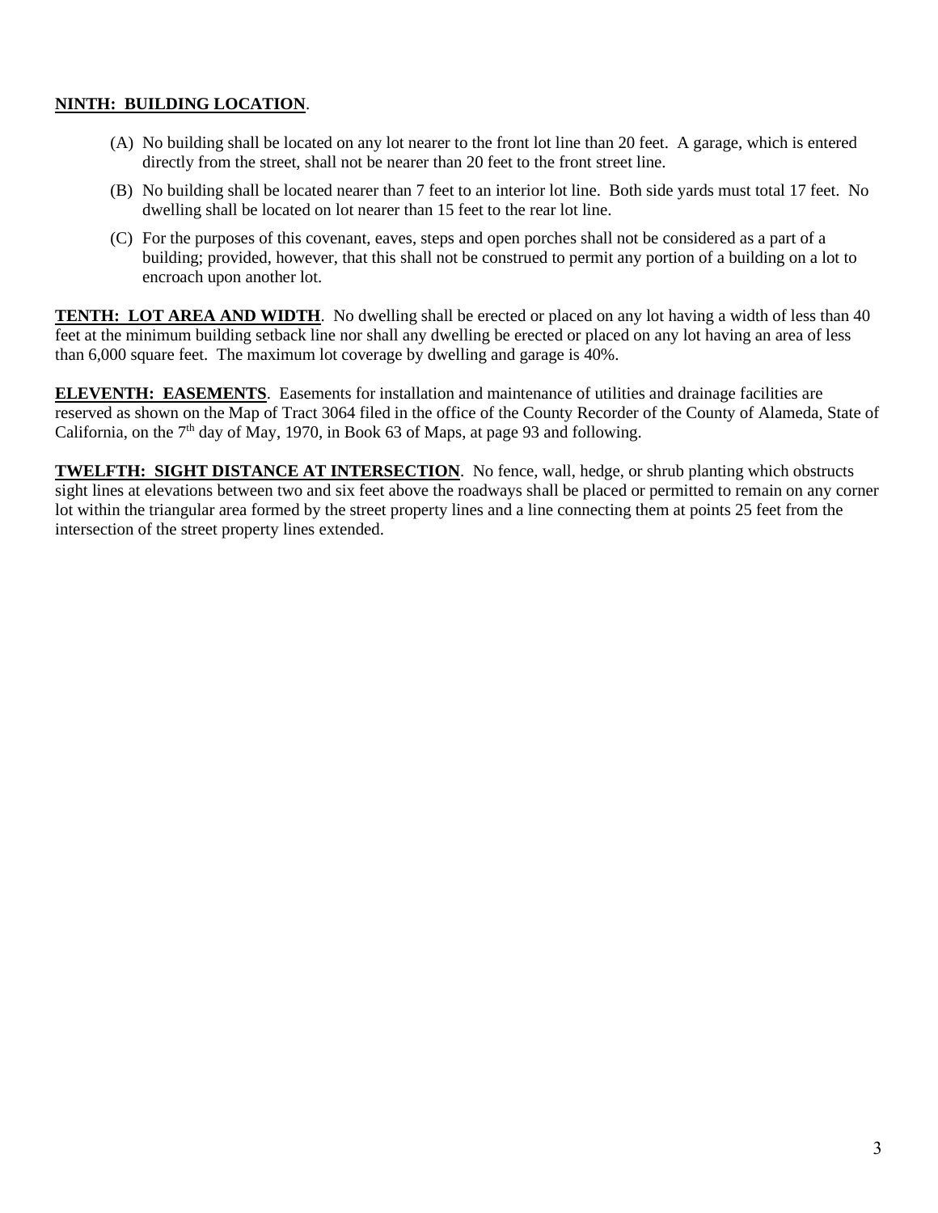**NINTH: BUILDING LOCATION**.

(A) No building shall be located on any lot nearer to the front lot line than 20 feet. A garage, which is entered directly from the street, shall not be nearer than 20 feet to the front street line.

(B) No building shall be located nearer than 7 feet to an interior lot line. Both side yards must total 17 feet. No dwelling shall be located on lot nearer than 15 feet to the rear lot line.

(C) For the purposes of this covenant, eaves, steps and open porches shall not be considered as a part of a building; provided, however, that this shall not be construed to permit any portion of a building on a lot to encroach upon another lot.

**TENTH: LOT AREA AND WIDTH**. No dwelling shall be erected or placed on any lot having a width of less than 40 feet at the minimum building setback line nor shall any dwelling be erected or placed on any lot having an area of less than 6,000 square feet. The maximum lot coverage by dwelling and garage is 40%.

**ELEVENTH: EASEMENTS**. Easements for installation and maintenance of utilities and drainage facilities are reserved as shown on the Map of Tract 3064 filed in the office of the County Recorder of the County of Alameda, State of California, on the 7th day of May, 1970, in Book 63 of Maps, at page 93 and following.

**TWELFTH: SIGHT DISTANCE AT INTERSECTION**. No fence, wall, hedge, or shrub planting which obstructs sight lines at elevations between two and six feet above the roadways shall be placed or permitted to remain on any corner lot within the triangular area formed by the street property lines and a line connecting them at points 25 feet from the intersection of the street property lines extended.